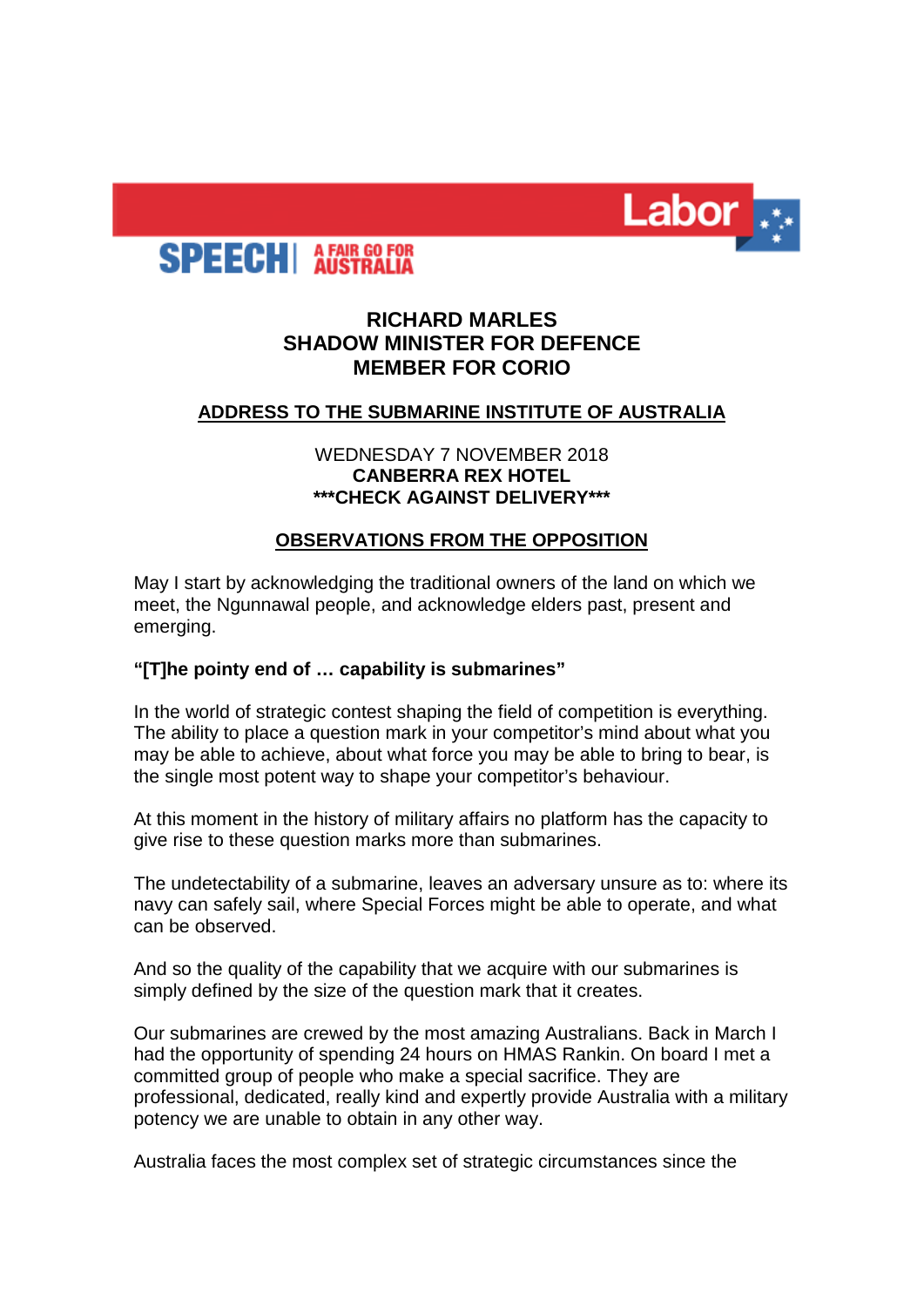SPEECH | A FAIR GO FOR AUSTRALIA

Labor

**RICHARD MARLES**
**SHADOW MINISTER FOR DEFENCE**
**MEMBER FOR CORIO**

## ADDRESS TO THE SUBMARINE INSTITUTE OF AUSTRALIA

WEDNESDAY 7 NOVEMBER 2018
**CANBERRA REX HOTEL**
**\*\*\*CHECK AGAINST DELIVERY\*\*\***

## OBSERVATIONS FROM THE OPPOSITION

May I start by acknowledging the traditional owners of the land on which we meet, the Ngunnawal people, and acknowledge elders past, present and emerging.

**"[T]he pointy end of … capability is submarines"**

In the world of strategic contest shaping the field of competition is everything. The ability to place a question mark in your competitor's mind about what you may be able to achieve, about what force you may be able to bring to bear, is the single most potent way to shape your competitor's behaviour.

At this moment in the history of military affairs no platform has the capacity to give rise to these question marks more than submarines.

The undetectability of a submarine, leaves an adversary unsure as to: where its navy can safely sail, where Special Forces might be able to operate, and what can be observed.

And so the quality of the capability that we acquire with our submarines is simply defined by the size of the question mark that it creates.

Our submarines are crewed by the most amazing Australians. Back in March I had the opportunity of spending 24 hours on HMAS Rankin. On board I met a committed group of people who make a special sacrifice. They are professional, dedicated, really kind and expertly provide Australia with a military potency we are unable to obtain in any other way.

Australia faces the most complex set of strategic circumstances since the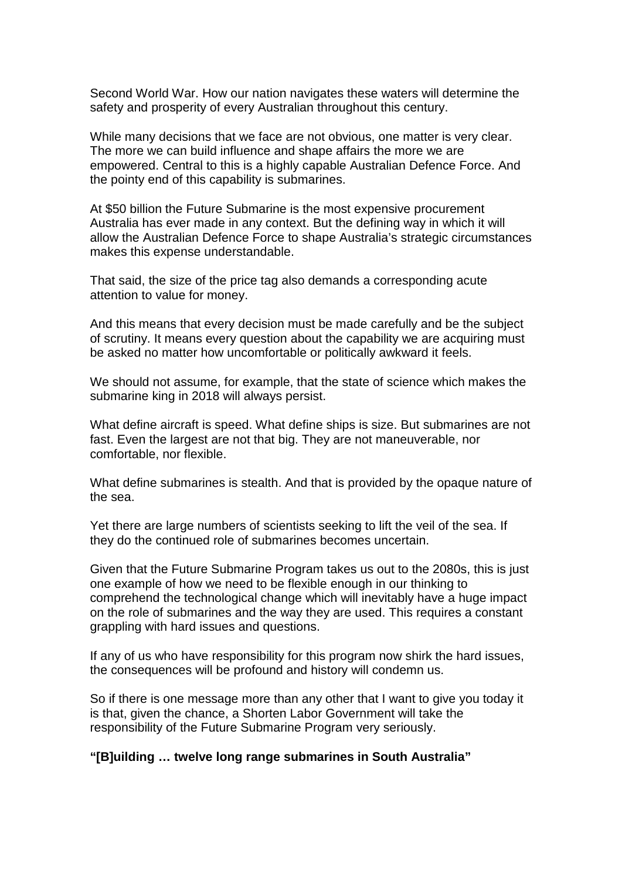Second World War. How our nation navigates these waters will determine the safety and prosperity of every Australian throughout this century.

While many decisions that we face are not obvious, one matter is very clear. The more we can build influence and shape affairs the more we are empowered. Central to this is a highly capable Australian Defence Force. And the pointy end of this capability is submarines.

At $50 billion the Future Submarine is the most expensive procurement Australia has ever made in any context. But the defining way in which it will allow the Australian Defence Force to shape Australia's strategic circumstances makes this expense understandable.

That said, the size of the price tag also demands a corresponding acute attention to value for money.

And this means that every decision must be made carefully and be the subject of scrutiny. It means every question about the capability we are acquiring must be asked no matter how uncomfortable or politically awkward it feels.

We should not assume, for example, that the state of science which makes the submarine king in 2018 will always persist.

What define aircraft is speed. What define ships is size. But submarines are not fast. Even the largest are not that big. They are not maneuverable, nor comfortable, nor flexible.

What define submarines is stealth. And that is provided by the opaque nature of the sea.

Yet there are large numbers of scientists seeking to lift the veil of the sea. If they do the continued role of submarines becomes uncertain.

Given that the Future Submarine Program takes us out to the 2080s, this is just one example of how we need to be flexible enough in our thinking to comprehend the technological change which will inevitably have a huge impact on the role of submarines and the way they are used. This requires a constant grappling with hard issues and questions.

If any of us who have responsibility for this program now shirk the hard issues, the consequences will be profound and history will condemn us.

So if there is one message more than any other that I want to give you today it is that, given the chance, a Shorten Labor Government will take the responsibility of the Future Submarine Program very seriously.

**"[B]uilding … twelve long range submarines in South Australia"**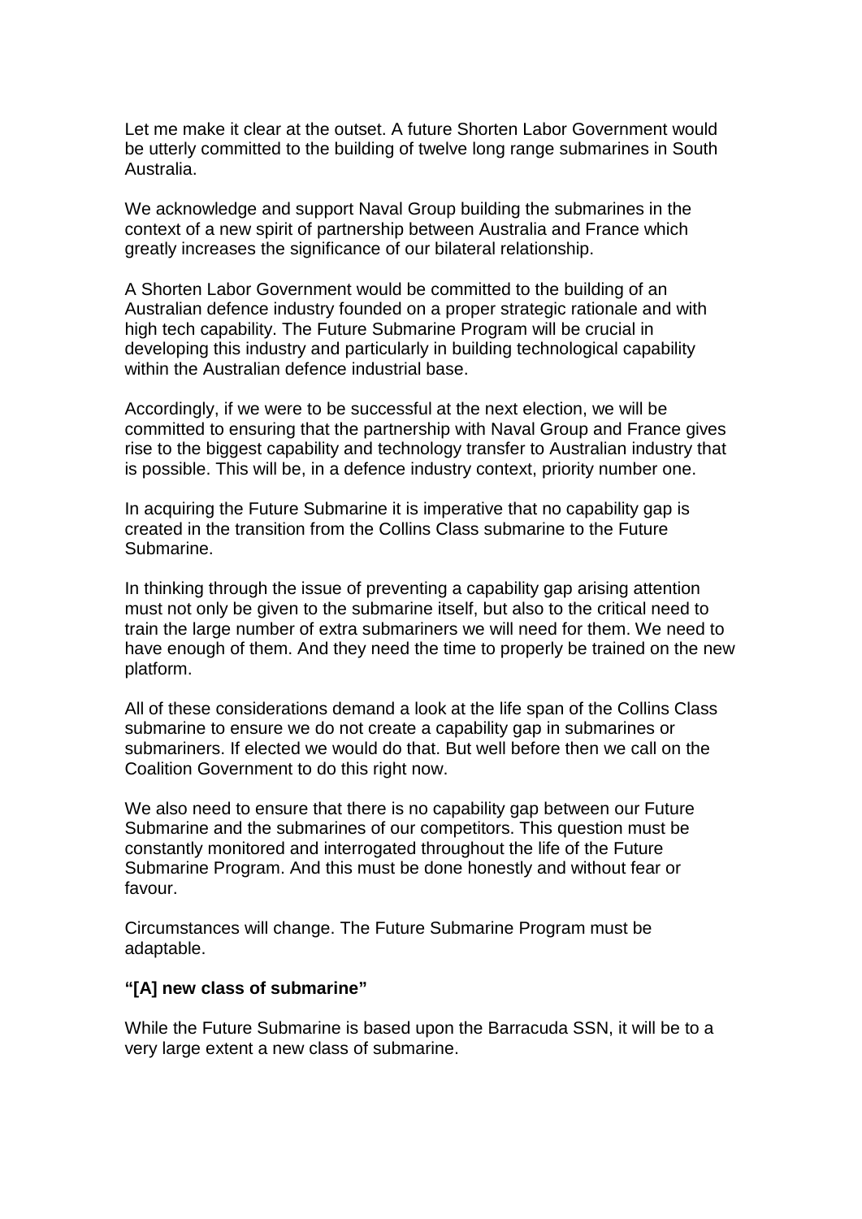Let me make it clear at the outset. A future Shorten Labor Government would be utterly committed to the building of twelve long range submarines in South Australia.

We acknowledge and support Naval Group building the submarines in the context of a new spirit of partnership between Australia and France which greatly increases the significance of our bilateral relationship.

A Shorten Labor Government would be committed to the building of an Australian defence industry founded on a proper strategic rationale and with high tech capability. The Future Submarine Program will be crucial in developing this industry and particularly in building technological capability within the Australian defence industrial base.

Accordingly, if we were to be successful at the next election, we will be committed to ensuring that the partnership with Naval Group and France gives rise to the biggest capability and technology transfer to Australian industry that is possible. This will be, in a defence industry context, priority number one.

In acquiring the Future Submarine it is imperative that no capability gap is created in the transition from the Collins Class submarine to the Future Submarine.

In thinking through the issue of preventing a capability gap arising attention must not only be given to the submarine itself, but also to the critical need to train the large number of extra submariners we will need for them. We need to have enough of them. And they need the time to properly be trained on the new platform.

All of these considerations demand a look at the life span of the Collins Class submarine to ensure we do not create a capability gap in submarines or submariners. If elected we would do that. But well before then we call on the Coalition Government to do this right now.

We also need to ensure that there is no capability gap between our Future Submarine and the submarines of our competitors. This question must be constantly monitored and interrogated throughout the life of the Future Submarine Program. And this must be done honestly and without fear or favour.

Circumstances will change. The Future Submarine Program must be adaptable.

**"[A] new class of submarine"**

While the Future Submarine is based upon the Barracuda SSN, it will be to a very large extent a new class of submarine.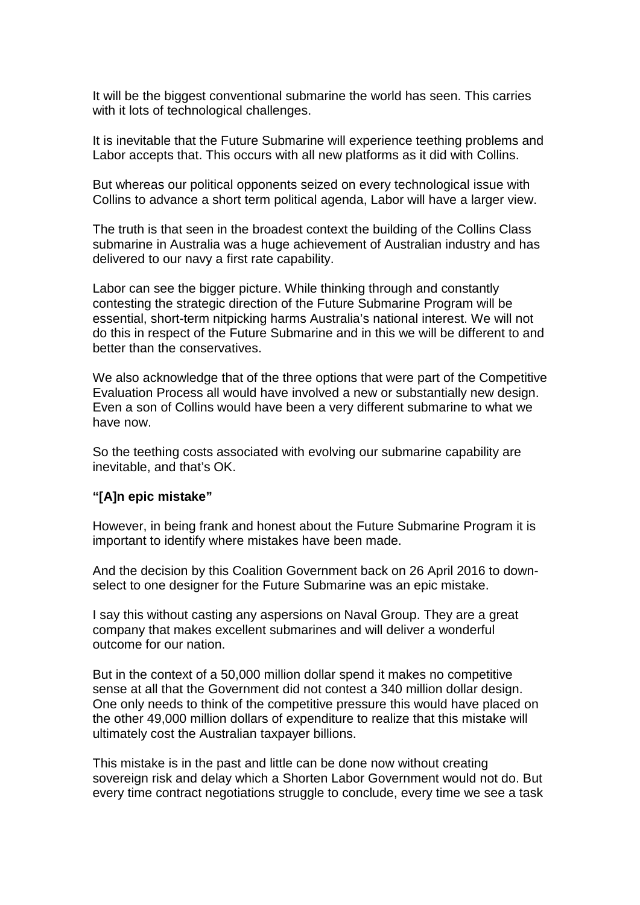It will be the biggest conventional submarine the world has seen. This carries with it lots of technological challenges.

It is inevitable that the Future Submarine will experience teething problems and Labor accepts that. This occurs with all new platforms as it did with Collins.

But whereas our political opponents seized on every technological issue with Collins to advance a short term political agenda, Labor will have a larger view.

The truth is that seen in the broadest context the building of the Collins Class submarine in Australia was a huge achievement of Australian industry and has delivered to our navy a first rate capability.

Labor can see the bigger picture. While thinking through and constantly contesting the strategic direction of the Future Submarine Program will be essential, short-term nitpicking harms Australia's national interest. We will not do this in respect of the Future Submarine and in this we will be different to and better than the conservatives.

We also acknowledge that of the three options that were part of the Competitive Evaluation Process all would have involved a new or substantially new design. Even a son of Collins would have been a very different submarine to what we have now.

So the teething costs associated with evolving our submarine capability are inevitable, and that's OK.

**"[A]n epic mistake"**

However, in being frank and honest about the Future Submarine Program it is important to identify where mistakes have been made.

And the decision by this Coalition Government back on 26 April 2016 to down-select to one designer for the Future Submarine was an epic mistake.

I say this without casting any aspersions on Naval Group. They are a great company that makes excellent submarines and will deliver a wonderful outcome for our nation.

But in the context of a 50,000 million dollar spend it makes no competitive sense at all that the Government did not contest a 340 million dollar design. One only needs to think of the competitive pressure this would have placed on the other 49,000 million dollars of expenditure to realize that this mistake will ultimately cost the Australian taxpayer billions.

This mistake is in the past and little can be done now without creating sovereign risk and delay which a Shorten Labor Government would not do. But every time contract negotiations struggle to conclude, every time we see a task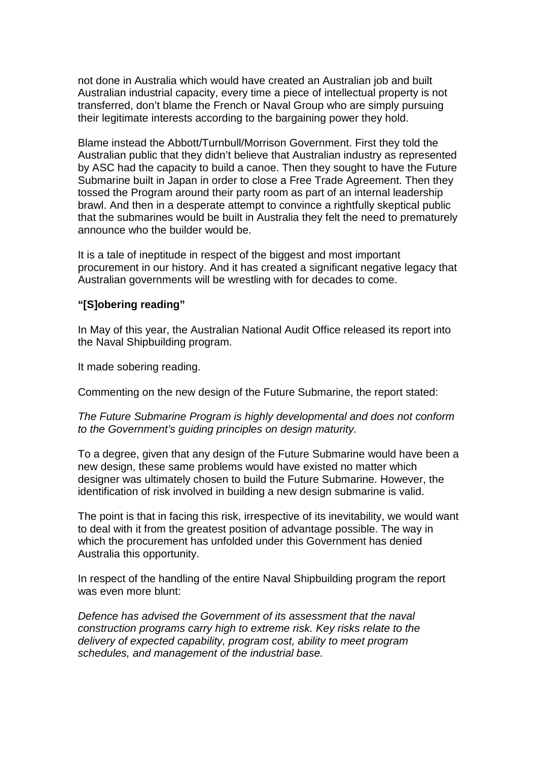not done in Australia which would have created an Australian job and built Australian industrial capacity, every time a piece of intellectual property is not transferred, don't blame the French or Naval Group who are simply pursuing their legitimate interests according to the bargaining power they hold.

Blame instead the Abbott/Turnbull/Morrison Government. First they told the Australian public that they didn't believe that Australian industry as represented by ASC had the capacity to build a canoe. Then they sought to have the Future Submarine built in Japan in order to close a Free Trade Agreement. Then they tossed the Program around their party room as part of an internal leadership brawl. And then in a desperate attempt to convince a rightfully skeptical public that the submarines would be built in Australia they felt the need to prematurely announce who the builder would be.

It is a tale of ineptitude in respect of the biggest and most important procurement in our history. And it has created a significant negative legacy that Australian governments will be wrestling with for decades to come.

**"[S]obering reading"**

In May of this year, the Australian National Audit Office released its report into the Naval Shipbuilding program.

It made sobering reading.

Commenting on the new design of the Future Submarine, the report stated:

*The Future Submarine Program is highly developmental and does not conform to the Government's guiding principles on design maturity.*

To a degree, given that any design of the Future Submarine would have been a new design, these same problems would have existed no matter which designer was ultimately chosen to build the Future Submarine. However, the identification of risk involved in building a new design submarine is valid.

The point is that in facing this risk, irrespective of its inevitability, we would want to deal with it from the greatest position of advantage possible. The way in which the procurement has unfolded under this Government has denied Australia this opportunity.

In respect of the handling of the entire Naval Shipbuilding program the report was even more blunt:

*Defence has advised the Government of its assessment that the naval construction programs carry high to extreme risk. Key risks relate to the delivery of expected capability, program cost, ability to meet program schedules, and management of the industrial base.*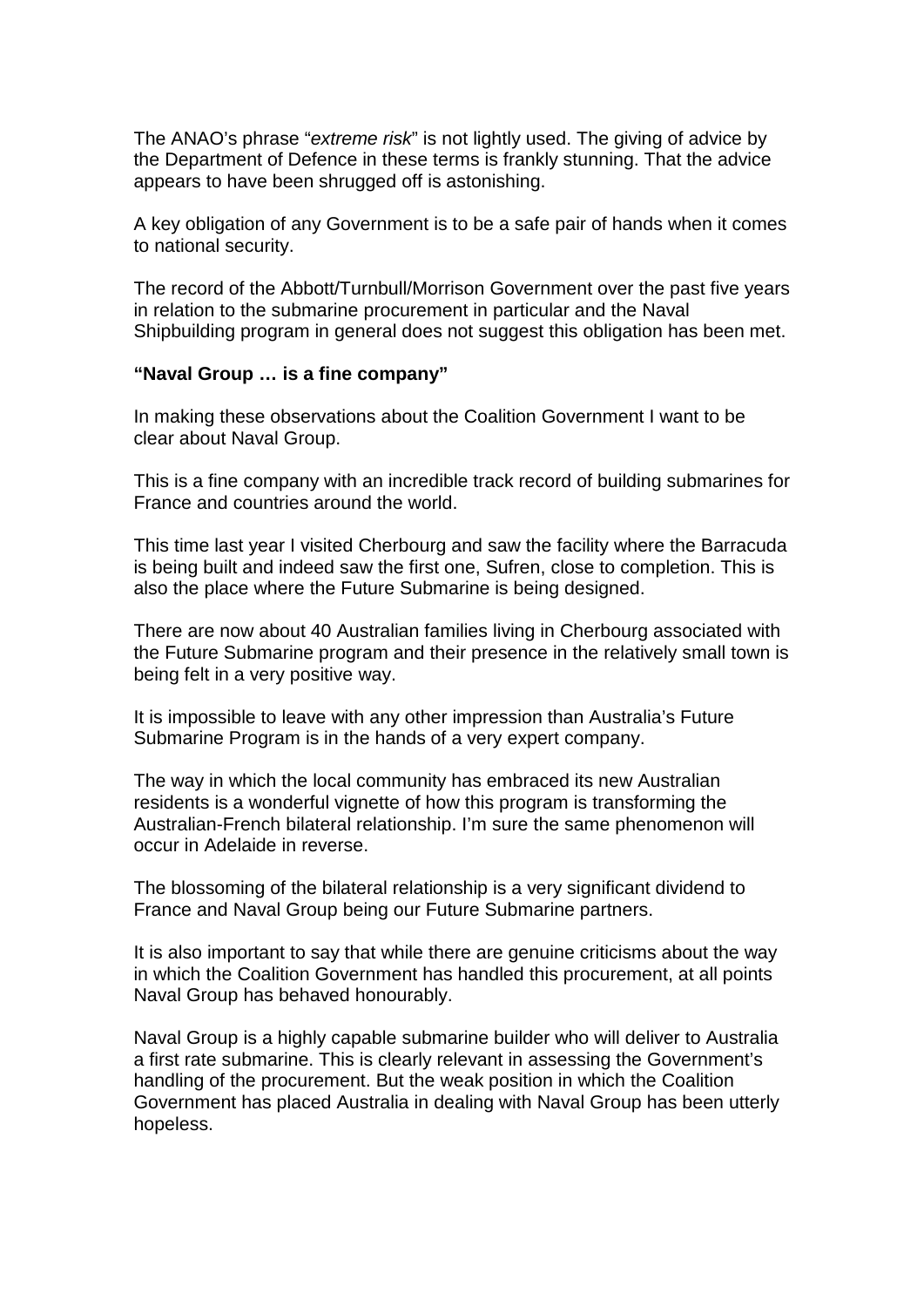The ANAO's phrase "*extreme risk*" is not lightly used. The giving of advice by the Department of Defence in these terms is frankly stunning. That the advice appears to have been shrugged off is astonishing.

A key obligation of any Government is to be a safe pair of hands when it comes to national security.

The record of the Abbott/Turnbull/Morrison Government over the past five years in relation to the submarine procurement in particular and the Naval Shipbuilding program in general does not suggest this obligation has been met.

**"Naval Group … is a fine company"**

In making these observations about the Coalition Government I want to be clear about Naval Group.

This is a fine company with an incredible track record of building submarines for France and countries around the world.

This time last year I visited Cherbourg and saw the facility where the Barracuda is being built and indeed saw the first one, Sufren, close to completion. This is also the place where the Future Submarine is being designed.

There are now about 40 Australian families living in Cherbourg associated with the Future Submarine program and their presence in the relatively small town is being felt in a very positive way.

It is impossible to leave with any other impression than Australia's Future Submarine Program is in the hands of a very expert company.

The way in which the local community has embraced its new Australian residents is a wonderful vignette of how this program is transforming the Australian-French bilateral relationship. I'm sure the same phenomenon will occur in Adelaide in reverse.

The blossoming of the bilateral relationship is a very significant dividend to France and Naval Group being our Future Submarine partners.

It is also important to say that while there are genuine criticisms about the way in which the Coalition Government has handled this procurement, at all points Naval Group has behaved honourably.

Naval Group is a highly capable submarine builder who will deliver to Australia a first rate submarine. This is clearly relevant in assessing the Government's handling of the procurement. But the weak position in which the Coalition Government has placed Australia in dealing with Naval Group has been utterly hopeless.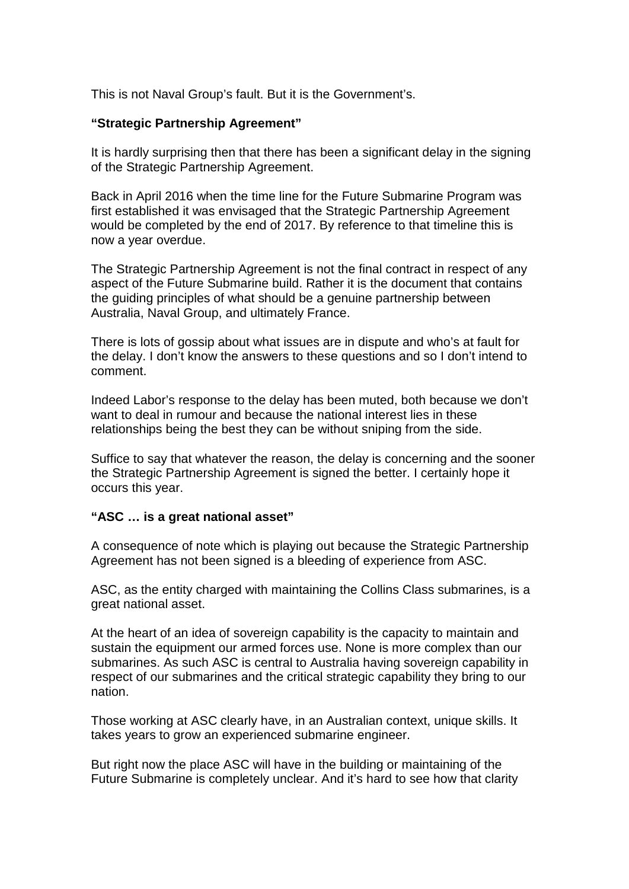This is not Naval Group's fault. But it is the Government's.

**"Strategic Partnership Agreement"**

It is hardly surprising then that there has been a significant delay in the signing of the Strategic Partnership Agreement.

Back in April 2016 when the time line for the Future Submarine Program was first established it was envisaged that the Strategic Partnership Agreement would be completed by the end of 2017. By reference to that timeline this is now a year overdue.

The Strategic Partnership Agreement is not the final contract in respect of any aspect of the Future Submarine build. Rather it is the document that contains the guiding principles of what should be a genuine partnership between Australia, Naval Group, and ultimately France.

There is lots of gossip about what issues are in dispute and who's at fault for the delay. I don't know the answers to these questions and so I don't intend to comment.

Indeed Labor's response to the delay has been muted, both because we don't want to deal in rumour and because the national interest lies in these relationships being the best they can be without sniping from the side.

Suffice to say that whatever the reason, the delay is concerning and the sooner the Strategic Partnership Agreement is signed the better. I certainly hope it occurs this year.

**"ASC … is a great national asset"**

A consequence of note which is playing out because the Strategic Partnership Agreement has not been signed is a bleeding of experience from ASC.

ASC, as the entity charged with maintaining the Collins Class submarines, is a great national asset.

At the heart of an idea of sovereign capability is the capacity to maintain and sustain the equipment our armed forces use. None is more complex than our submarines. As such ASC is central to Australia having sovereign capability in respect of our submarines and the critical strategic capability they bring to our nation.

Those working at ASC clearly have, in an Australian context, unique skills. It takes years to grow an experienced submarine engineer.

But right now the place ASC will have in the building or maintaining of the Future Submarine is completely unclear. And it's hard to see how that clarity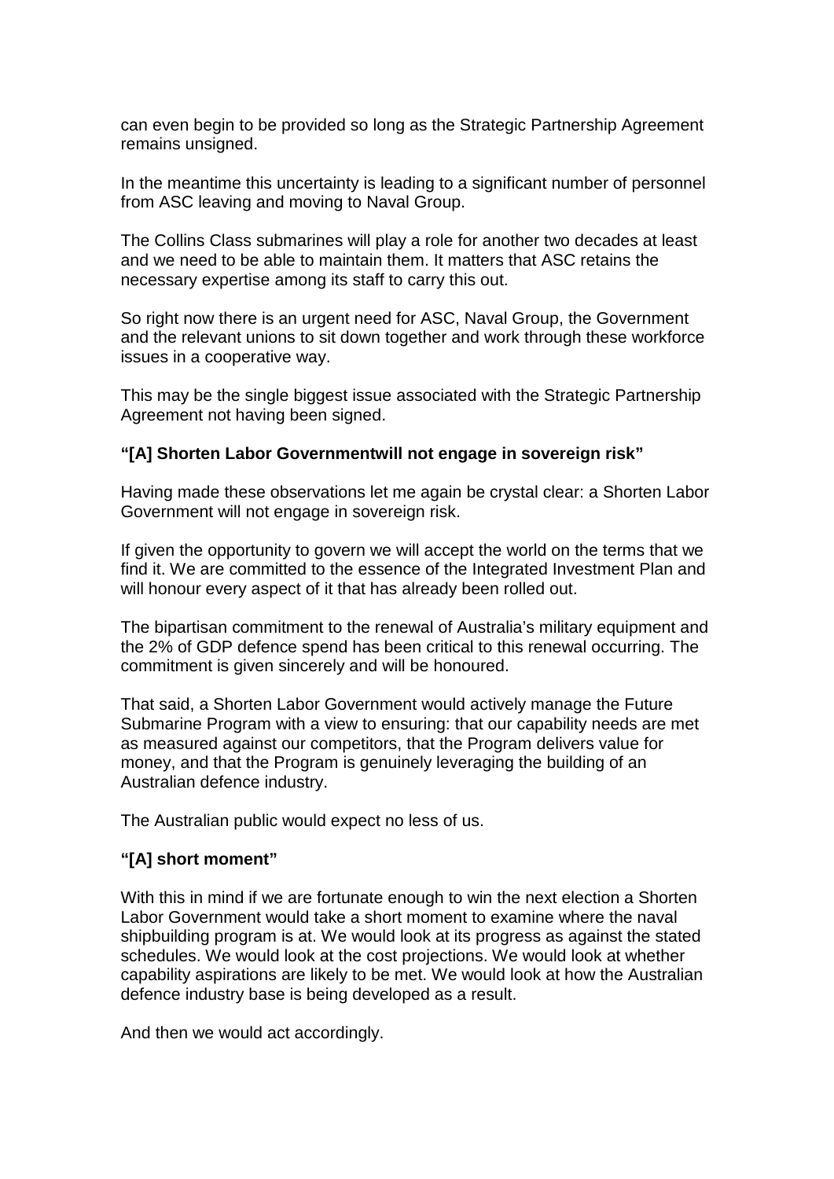can even begin to be provided so long as the Strategic Partnership Agreement remains unsigned.

In the meantime this uncertainty is leading to a significant number of personnel from ASC leaving and moving to Naval Group.

The Collins Class submarines will play a role for another two decades at least and we need to be able to maintain them. It matters that ASC retains the necessary expertise among its staff to carry this out.

So right now there is an urgent need for ASC, Naval Group, the Government and the relevant unions to sit down together and work through these workforce issues in a cooperative way.

This may be the single biggest issue associated with the Strategic Partnership Agreement not having been signed.

### "[A] Shorten Labor Governmentwill not engage in sovereign risk"

Having made these observations let me again be crystal clear: a Shorten Labor Government will not engage in sovereign risk.

If given the opportunity to govern we will accept the world on the terms that we find it. We are committed to the essence of the Integrated Investment Plan and will honour every aspect of it that has already been rolled out.

The bipartisan commitment to the renewal of Australia's military equipment and the 2% of GDP defence spend has been critical to this renewal occurring. The commitment is given sincerely and will be honoured.

That said, a Shorten Labor Government would actively manage the Future Submarine Program with a view to ensuring: that our capability needs are met as measured against our competitors, that the Program delivers value for money, and that the Program is genuinely leveraging the building of an Australian defence industry.

The Australian public would expect no less of us.

### "[A] short moment"

With this in mind if we are fortunate enough to win the next election a Shorten Labor Government would take a short moment to examine where the naval shipbuilding program is at. We would look at its progress as against the stated schedules. We would look at the cost projections. We would look at whether capability aspirations are likely to be met. We would look at how the Australian defence industry base is being developed as a result.

And then we would act accordingly.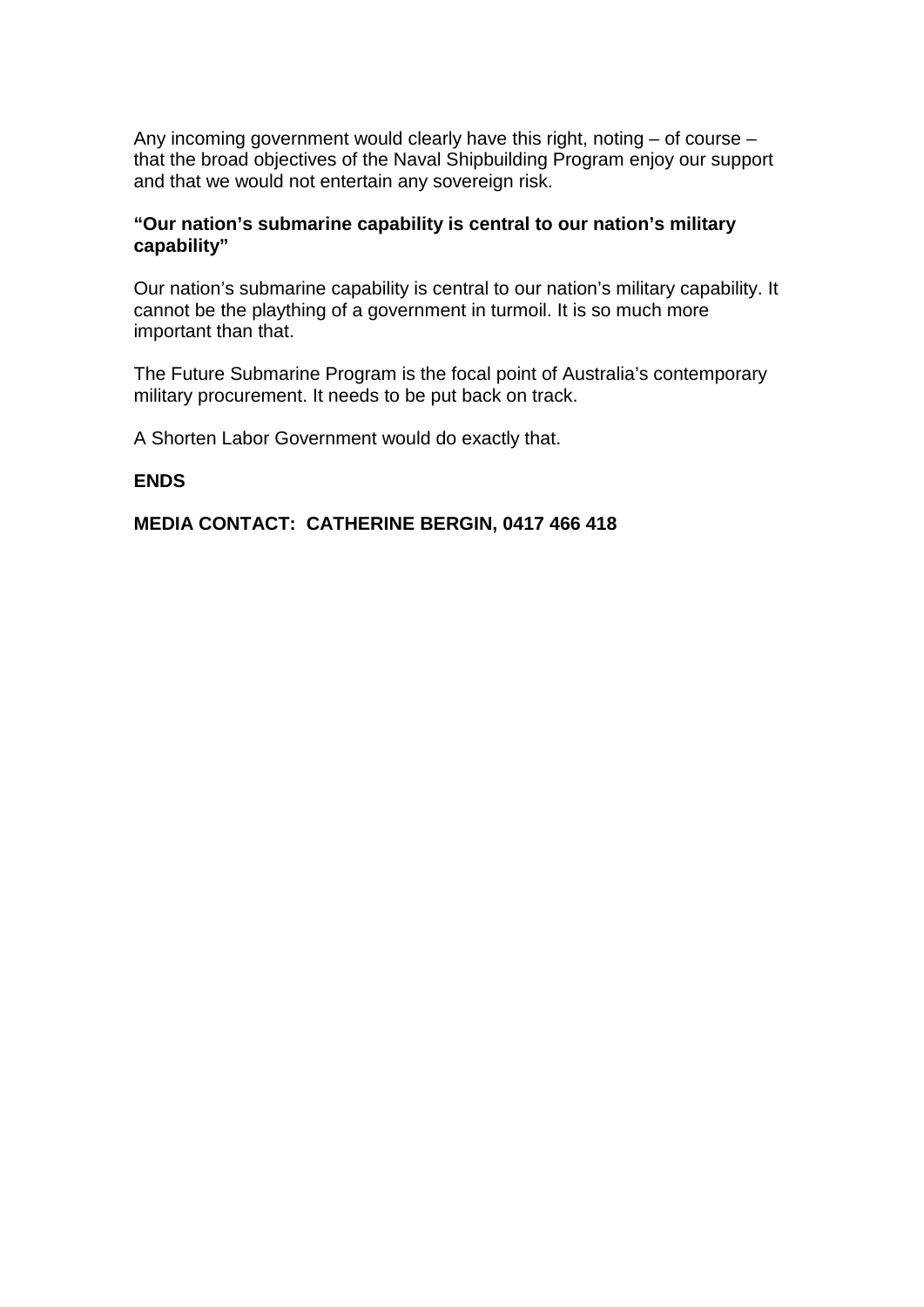Any incoming government would clearly have this right, noting – of course – that the broad objectives of the Naval Shipbuilding Program enjoy our support and that we would not entertain any sovereign risk.

**“Our nation’s submarine capability is central to our nation’s military capability”**

Our nation’s submarine capability is central to our nation’s military capability. It cannot be the plaything of a government in turmoil. It is so much more important than that.

The Future Submarine Program is the focal point of Australia’s contemporary military procurement. It needs to be put back on track.

A Shorten Labor Government would do exactly that.

**ENDS**

**MEDIA CONTACT: CATHERINE BERGIN, 0417 466 418**